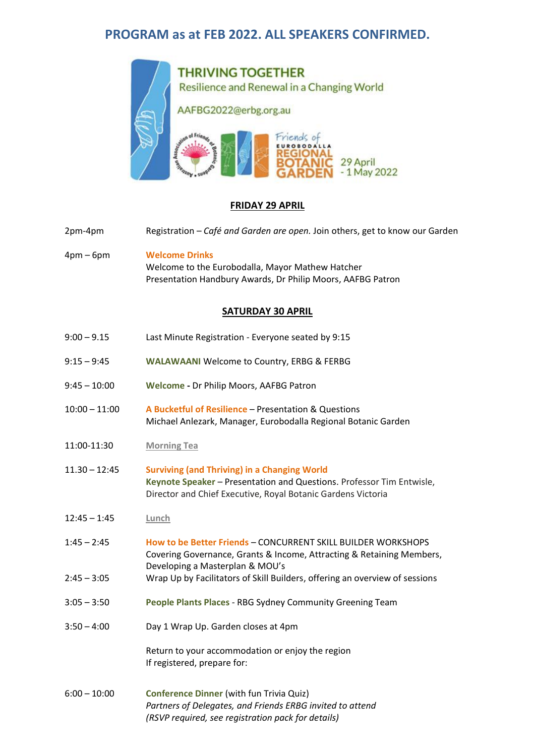# PROGRAM as at FEB 2022. ALL SPEAKERS CONFIRMED.

THRIVING TOGETHER
Resilience and Renewal in a Changing World

AAFBG2022@erbg.org.au

Friends of EUROBODALLA REGIONAL BOTANIC GARDEN 29 April - 1 May 2022

## FRIDAY 29 APRIL

| | |
|---|---|
| 2pm-4pm | Registration – *Café and Garden are open.* Join others, get to know our Garden |
| 4pm – 6pm | **Welcome Drinks**<br>Welcome to the Eurobodalla, Mayor Mathew Hatcher<br>Presentation Handbury Awards, Dr Philip Moors, AAFBG Patron |

## SATURDAY 30 APRIL

| | |
|---|---|
| 9:00 – 9.15 | Last Minute Registration - Everyone seated by 9:15 |
| 9:15 – 9:45 | **WALAWAANI** Welcome to Country, ERBG & FERBG |
| 9:45 – 10:00 | **Welcome -** Dr Philip Moors, AAFBG Patron |
| 10:00 – 11:00 | **A Bucketful of Resilience** – Presentation & Questions<br>Michael Anlezark, Manager, Eurobodalla Regional Botanic Garden |
| 11:00-11:30 | Morning Tea |
| 11.30 – 12:45 | **Surviving (and Thriving) in a Changing World**<br>**Keynote Speaker** – Presentation and Questions. Professor Tim Entwisle, Director and Chief Executive, Royal Botanic Gardens Victoria |
| 12:45 – 1:45 | Lunch |
| 1:45 – 2:45 | **How to be Better Friends** – CONCURRENT SKILL BUILDER WORKSHOPS<br>Covering Governance, Grants & Income, Attracting & Retaining Members, Developing a Masterplan & MOU's |
| 2:45 – 3:05 | Wrap Up by Facilitators of Skill Builders, offering an overview of sessions |
| 3:05 – 3:50 | **People Plants Places** - RBG Sydney Community Greening Team |
| 3:50 – 4:00 | Day 1 Wrap Up. Garden closes at 4pm<br><br>Return to your accommodation or enjoy the region<br>If registered, prepare for: |
| 6:00 – 10:00 | **Conference Dinner** (with fun Trivia Quiz)<br>*Partners of Delegates, and Friends ERBG invited to attend*<br>*(RSVP required, see registration pack for details)* |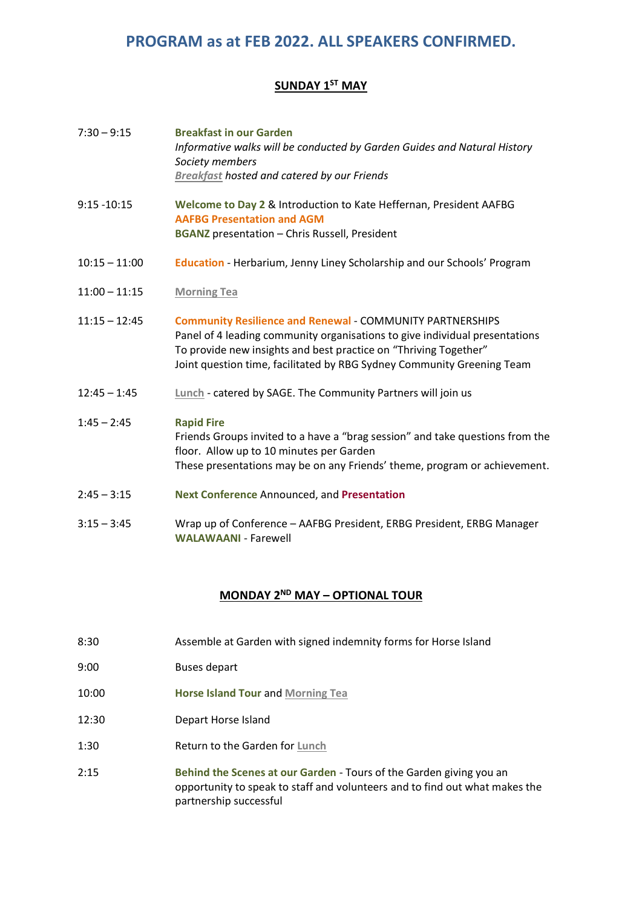# PROGRAM as at FEB 2022. ALL SPEAKERS CONFIRMED.

## SUNDAY 1ST MAY

| | |
|---|---|
| 7:30 – 9:15 | **Breakfast in our Garden**<br>*Informative walks will be conducted by Garden Guides and Natural History Society members*<br>***Breakfast** hosted and catered by our Friends* |
| 9:15 -10:15 | **Welcome to Day 2** & Introduction to Kate Heffernan, President AAFBG<br>**AAFBG Presentation and AGM**<br>**BGANZ** presentation – Chris Russell, President |
| 10:15 – 11:00 | **Education** - Herbarium, Jenny Liney Scholarship and our Schools' Program |
| 11:00 – 11:15 | **Morning Tea** |
| 11:15 – 12:45 | **Community Resilience and Renewal** - COMMUNITY PARTNERSHIPS<br>Panel of 4 leading community organisations to give individual presentations<br>To provide new insights and best practice on "Thriving Together"<br>Joint question time, facilitated by RBG Sydney Community Greening Team |
| 12:45 – 1:45 | **Lunch** - catered by SAGE. The Community Partners will join us |
| 1:45 – 2:45 | **Rapid Fire**<br>Friends Groups invited to a have a "brag session" and take questions from the floor. Allow up to 10 minutes per Garden<br>These presentations may be on any Friends' theme, program or achievement. |
| 2:45 – 3:15 | **Next Conference** Announced, and **Presentation** |
| 3:15 – 3:45 | Wrap up of Conference – AAFBG President, ERBG President, ERBG Manager<br>**WALAWAANI** - Farewell |

## MONDAY 2ND MAY – OPTIONAL TOUR

| | |
|---|---|
| 8:30 | Assemble at Garden with signed indemnity forms for Horse Island |
| 9:00 | Buses depart |
| 10:00 | **Horse Island Tour** and **Morning Tea** |
| 12:30 | Depart Horse Island |
| 1:30 | Return to the Garden for **Lunch** |
| 2:15 | **Behind the Scenes at our Garden** - Tours of the Garden giving you an opportunity to speak to staff and volunteers and to find out what makes the partnership successful |